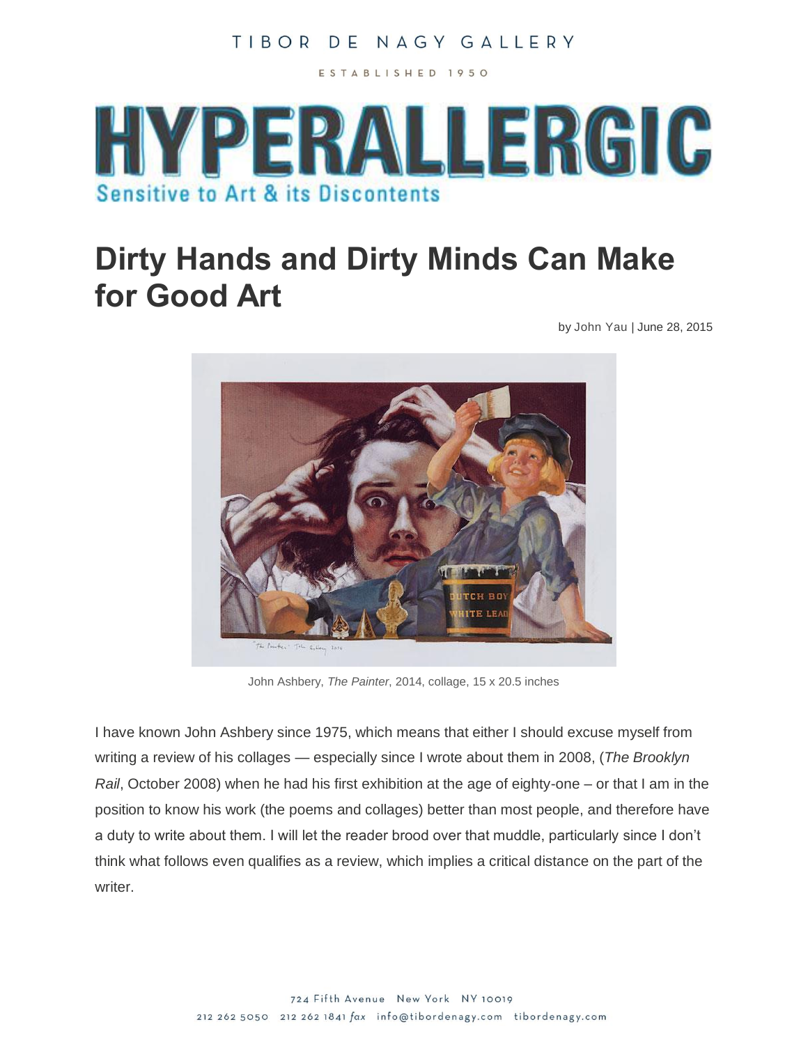TIBOR DE NAGY GALLERY

ESTABLISHED 1950

HYPERALLERGIC

Sensitive to Art & its Discontents

# Dirty Hands and Dirty Minds Can Make for Good Art

by John Yau | June 28, 2015

John Ashbery, *The Painter*, 2014, collage, 15 x 20.5 inches

I have known John Ashbery since 1975, which means that either I should excuse myself from writing a review of his collages — especially since I wrote about them in 2008, (*The Brooklyn Rail*, October 2008) when he had his first exhibition at the age of eighty-one – or that I am in the position to know his work (the poems and collages) better than most people, and therefore have a duty to write about them. I will let the reader brood over that muddle, particularly since I don't think what follows even qualifies as a review, which implies a critical distance on the part of the writer.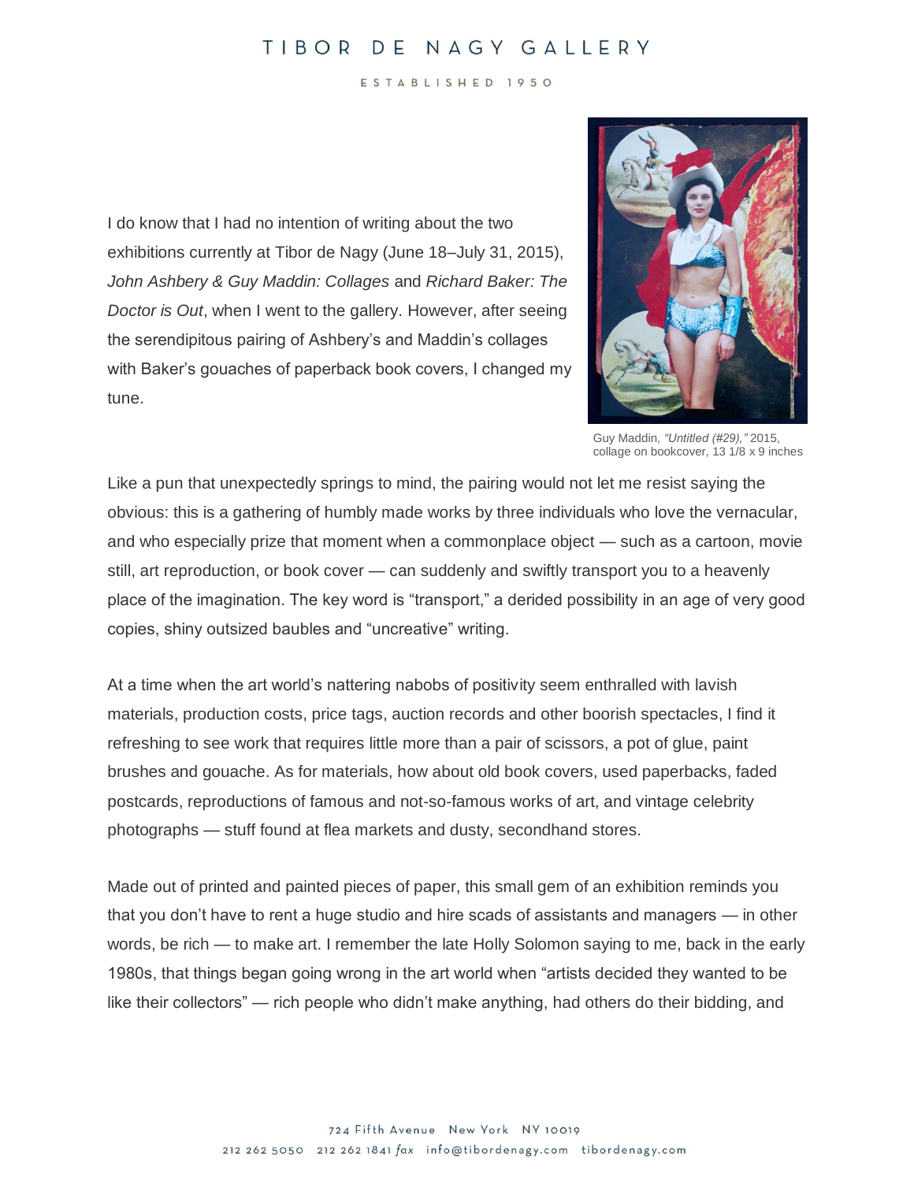I do know that I had no intention of writing about the two exhibitions currently at Tibor de Nagy (June 18–July 31, 2015), *John Ashbery & Guy Maddin: Collages* and *Richard Baker: The Doctor is Out*, when I went to the gallery. However, after seeing the serendipitous pairing of Ashbery's and Maddin's collages with Baker's gouaches of paperback book covers, I changed my tune.

Guy Maddin, *"Untitled (#29),"* 2015, collage on bookcover, 13 1/8 x 9 inches

Like a pun that unexpectedly springs to mind, the pairing would not let me resist saying the obvious: this is a gathering of humbly made works by three individuals who love the vernacular, and who especially prize that moment when a commonplace object — such as a cartoon, movie still, art reproduction, or book cover — can suddenly and swiftly transport you to a heavenly place of the imagination. The key word is "transport," a derided possibility in an age of very good copies, shiny outsized baubles and "uncreative" writing.

At a time when the art world's nattering nabobs of positivity seem enthralled with lavish materials, production costs, price tags, auction records and other boorish spectacles, I find it refreshing to see work that requires little more than a pair of scissors, a pot of glue, paint brushes and gouache. As for materials, how about old book covers, used paperbacks, faded postcards, reproductions of famous and not-so-famous works of art, and vintage celebrity photographs — stuff found at flea markets and dusty, secondhand stores.

Made out of printed and painted pieces of paper, this small gem of an exhibition reminds you that you don't have to rent a huge studio and hire scads of assistants and managers — in other words, be rich — to make art. I remember the late Holly Solomon saying to me, back in the early 1980s, that things began going wrong in the art world when "artists decided they wanted to be like their collectors" — rich people who didn't make anything, had others do their bidding, and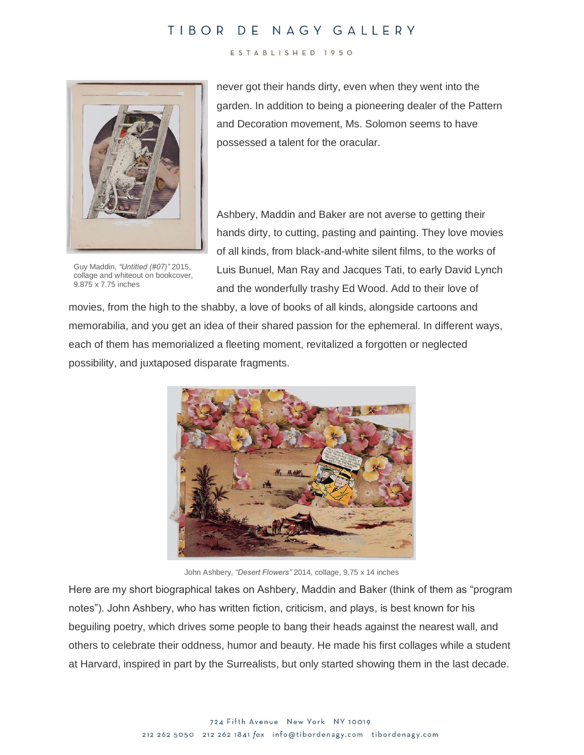never got their hands dirty, even when they went into the garden. In addition to being a pioneering dealer of the Pattern and Decoration movement, Ms. Solomon seems to have possessed a talent for the oracular.

Guy Maddin, *"Untitled (#07)"* 2015, collage and whiteout on bookcover, 9.875 x 7.75 inches

Ashbery, Maddin and Baker are not averse to getting their hands dirty, to cutting, pasting and painting. They love movies of all kinds, from black-and-white silent films, to the works of Luis Bunuel, Man Ray and Jacques Tati, to early David Lynch and the wonderfully trashy Ed Wood. Add to their love of movies, from the high to the shabby, a love of books of all kinds, alongside cartoons and memorabilia, and you get an idea of their shared passion for the ephemeral. In different ways, each of them has memorialized a fleeting moment, revitalized a forgotten or neglected possibility, and juxtaposed disparate fragments.

John Ashbery, *"Desert Flowers"* 2014, collage, 9.75 x 14 inches

Here are my short biographical takes on Ashbery, Maddin and Baker (think of them as "program notes"). John Ashbery, who has written fiction, criticism, and plays, is best known for his beguiling poetry, which drives some people to bang their heads against the nearest wall, and others to celebrate their oddness, humor and beauty. He made his first collages while a student at Harvard, inspired in part by the Surrealists, but only started showing them in the last decade.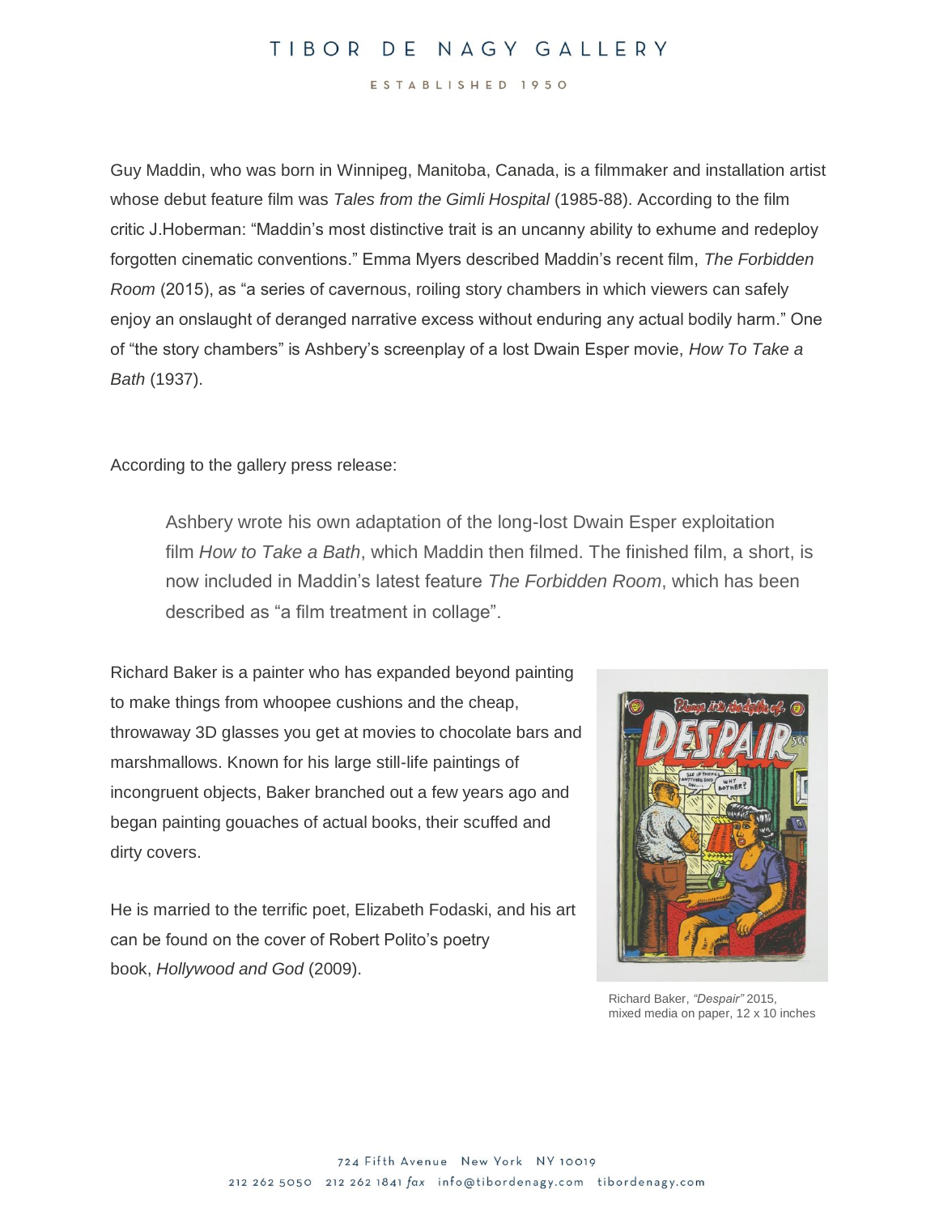Guy Maddin, who was born in Winnipeg, Manitoba, Canada, is a filmmaker and installation artist whose debut feature film was *Tales from the Gimli Hospital* (1985-88). According to the film critic J.Hoberman: “Maddin’s most distinctive trait is an uncanny ability to exhume and redeploy forgotten cinematic conventions.” Emma Myers described Maddin’s recent film, *The Forbidden Room* (2015), as “a series of cavernous, roiling story chambers in which viewers can safely enjoy an onslaught of deranged narrative excess without enduring any actual bodily harm.” One of “the story chambers” is Ashbery’s screenplay of a lost Dwain Esper movie, *How To Take a Bath* (1937).

According to the gallery press release:

> Ashbery wrote his own adaptation of the long-lost Dwain Esper exploitation film *How to Take a Bath*, which Maddin then filmed. The finished film, a short, is now included in Maddin’s latest feature *The Forbidden Room*, which has been described as “a film treatment in collage”.

Richard Baker is a painter who has expanded beyond painting to make things from whoopee cushions and the cheap, throwaway 3D glasses you get at movies to chocolate bars and marshmallows. Known for his large still-life paintings of incongruent objects, Baker branched out a few years ago and began painting gouaches of actual books, their scuffed and dirty covers.

He is married to the terrific poet, Elizabeth Fodaski, and his art can be found on the cover of Robert Polito’s poetry book, *Hollywood and God* (2009).

Richard Baker, *“Despair”* 2015, mixed media on paper, 12 x 10 inches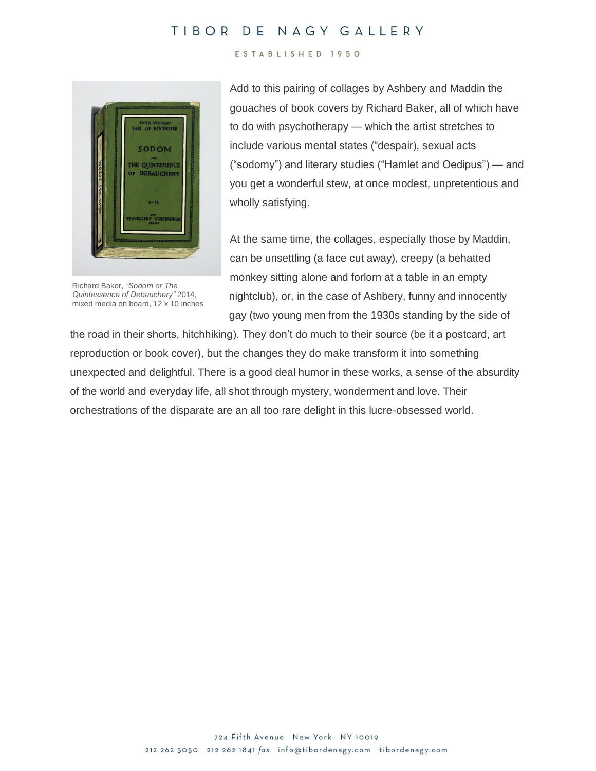Richard Baker, *"Sodom or The Quintessence of Debauchery"* 2014, mixed media on board, 12 x 10 inches

Add to this pairing of collages by Ashbery and Maddin the gouaches of book covers by Richard Baker, all of which have to do with psychotherapy — which the artist stretches to include various mental states ("despair), sexual acts ("sodomy") and literary studies ("Hamlet and Oedipus") — and you get a wonderful stew, at once modest, unpretentious and wholly satisfying.

At the same time, the collages, especially those by Maddin, can be unsettling (a face cut away), creepy (a behatted monkey sitting alone and forlorn at a table in an empty nightclub), or, in the case of Ashbery, funny and innocently gay (two young men from the 1930s standing by the side of the road in their shorts, hitchhiking). They don't do much to their source (be it a postcard, art reproduction or book cover), but the changes they do make transform it into something unexpected and delightful. There is a good deal humor in these works, a sense of the absurdity of the world and everyday life, all shot through mystery, wonderment and love. Their orchestrations of the disparate are an all too rare delight in this lucre-obsessed world.